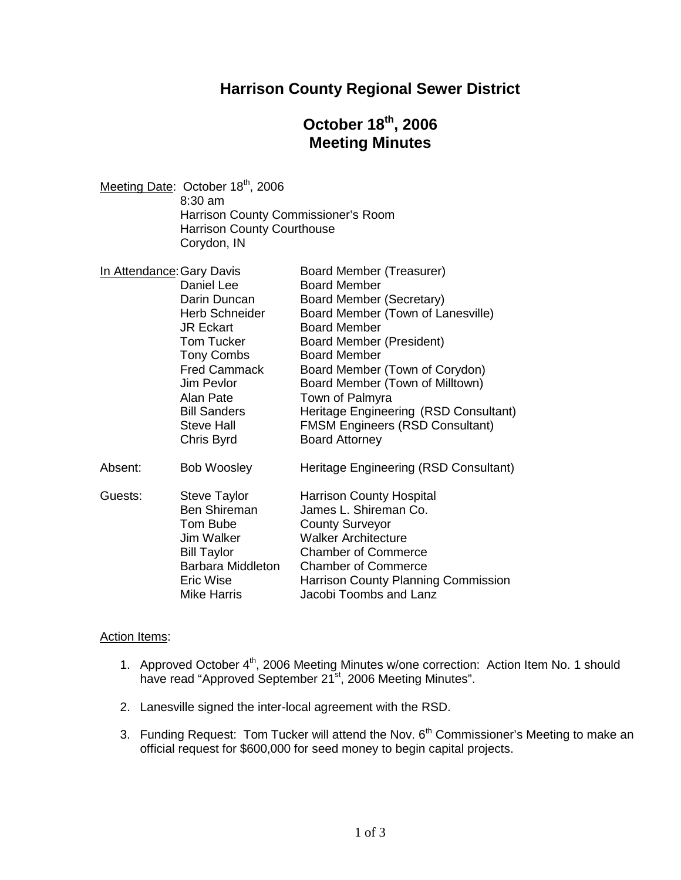# Harrison County Regional Sewer District

## October 18th, 2006
## Meeting Minutes

Meeting Date: October 18th, 2006
8:30 am
Harrison County Commissioner's Room
Harrison County Courthouse
Corydon, IN

| In Attendance: | | |
|---|---|---|
| | Gary Davis | Board Member (Treasurer) |
| | Daniel Lee | Board Member |
| | Darin Duncan | Board Member (Secretary) |
| | Herb Schneider | Board Member (Town of Lanesville) |
| | JR Eckart | Board Member |
| | Tom Tucker | Board Member (President) |
| | Tony Combs | Board Member |
| | Fred Cammack | Board Member (Town of Corydon) |
| | Jim Pevlor | Board Member (Town of Milltown) |
| | Alan Pate | Town of Palmyra |
| | Bill Sanders | Heritage Engineering (RSD Consultant) |
| | Steve Hall | FMSM Engineers (RSD Consultant) |
| | Chris Byrd | Board Attorney |
| Absent: | Bob Woosley | Heritage Engineering (RSD Consultant) |
| Guests: | Steve Taylor | Harrison County Hospital |
| | Ben Shireman | James L. Shireman Co. |
| | Tom Bube | County Surveyor |
| | Jim Walker | Walker Architecture |
| | Bill Taylor | Chamber of Commerce |
| | Barbara Middleton | Chamber of Commerce |
| | Eric Wise | Harrison County Planning Commission |
| | Mike Harris | Jacobi Toombs and Lanz |

Action Items:

1. Approved October 4th, 2006 Meeting Minutes w/one correction: Action Item No. 1 should have read "Approved September 21st, 2006 Meeting Minutes".

2. Lanesville signed the inter-local agreement with the RSD.

3. Funding Request: Tom Tucker will attend the Nov. 6th Commissioner's Meeting to make an official request for $600,000 for seed money to begin capital projects.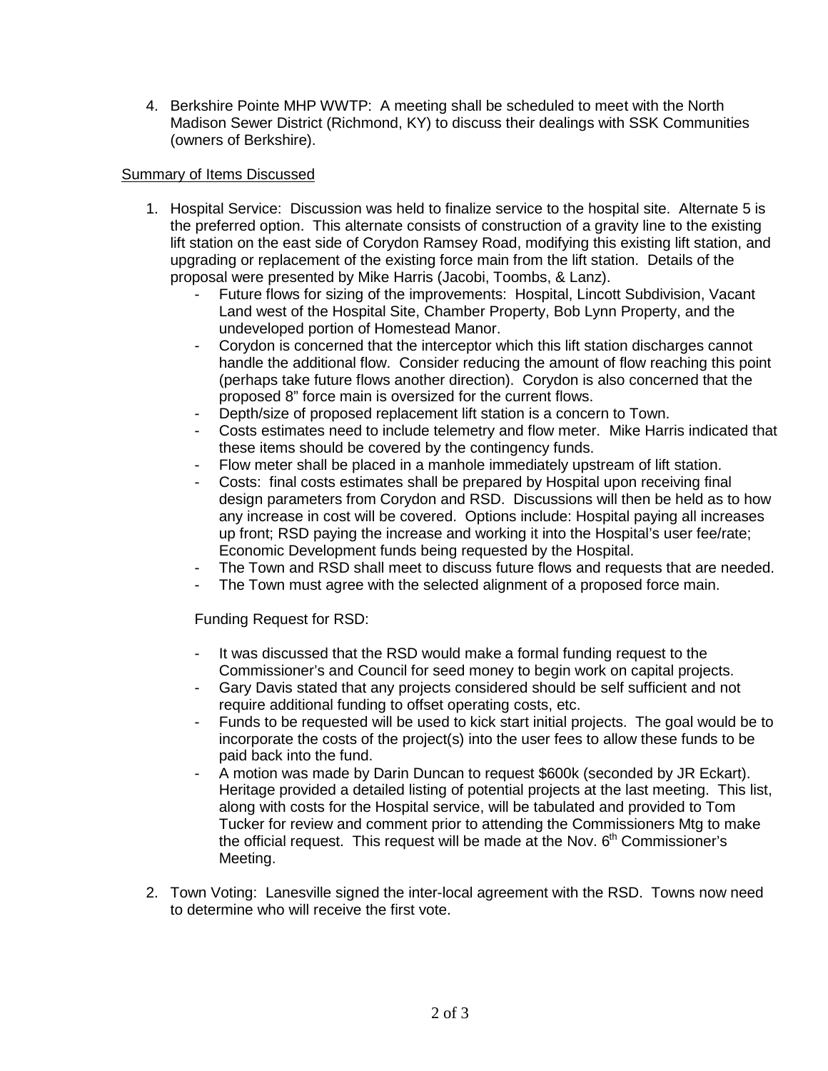4. Berkshire Pointe MHP WWTP: A meeting shall be scheduled to meet with the North Madison Sewer District (Richmond, KY) to discuss their dealings with SSK Communities (owners of Berkshire).

<u>Summary of Items Discussed</u>

1. Hospital Service: Discussion was held to finalize service to the hospital site. Alternate 5 is the preferred option. This alternate consists of construction of a gravity line to the existing lift station on the east side of Corydon Ramsey Road, modifying this existing lift station, and upgrading or replacement of the existing force main from the lift station. Details of the proposal were presented by Mike Harris (Jacobi, Toombs, & Lanz).
   - Future flows for sizing of the improvements: Hospital, Lincott Subdivision, Vacant Land west of the Hospital Site, Chamber Property, Bob Lynn Property, and the undeveloped portion of Homestead Manor.
   - Corydon is concerned that the interceptor which this lift station discharges cannot handle the additional flow. Consider reducing the amount of flow reaching this point (perhaps take future flows another direction). Corydon is also concerned that the proposed 8" force main is oversized for the current flows.
   - Depth/size of proposed replacement lift station is a concern to Town.
   - Costs estimates need to include telemetry and flow meter. Mike Harris indicated that these items should be covered by the contingency funds.
   - Flow meter shall be placed in a manhole immediately upstream of lift station.
   - Costs: final costs estimates shall be prepared by Hospital upon receiving final design parameters from Corydon and RSD. Discussions will then be held as to how any increase in cost will be covered. Options include: Hospital paying all increases up front; RSD paying the increase and working it into the Hospital's user fee/rate; Economic Development funds being requested by the Hospital.
   - The Town and RSD shall meet to discuss future flows and requests that are needed.
   - The Town must agree with the selected alignment of a proposed force main.

   Funding Request for RSD:

   - It was discussed that the RSD would make a formal funding request to the Commissioner's and Council for seed money to begin work on capital projects.
   - Gary Davis stated that any projects considered should be self sufficient and not require additional funding to offset operating costs, etc.
   - Funds to be requested will be used to kick start initial projects. The goal would be to incorporate the costs of the project(s) into the user fees to allow these funds to be paid back into the fund.
   - A motion was made by Darin Duncan to request $600k (seconded by JR Eckart). Heritage provided a detailed listing of potential projects at the last meeting. This list, along with costs for the Hospital service, will be tabulated and provided to Tom Tucker for review and comment prior to attending the Commissioners Mtg to make the official request. This request will be made at the Nov. 6th Commissioner's Meeting.

2. Town Voting: Lanesville signed the inter-local agreement with the RSD. Towns now need to determine who will receive the first vote.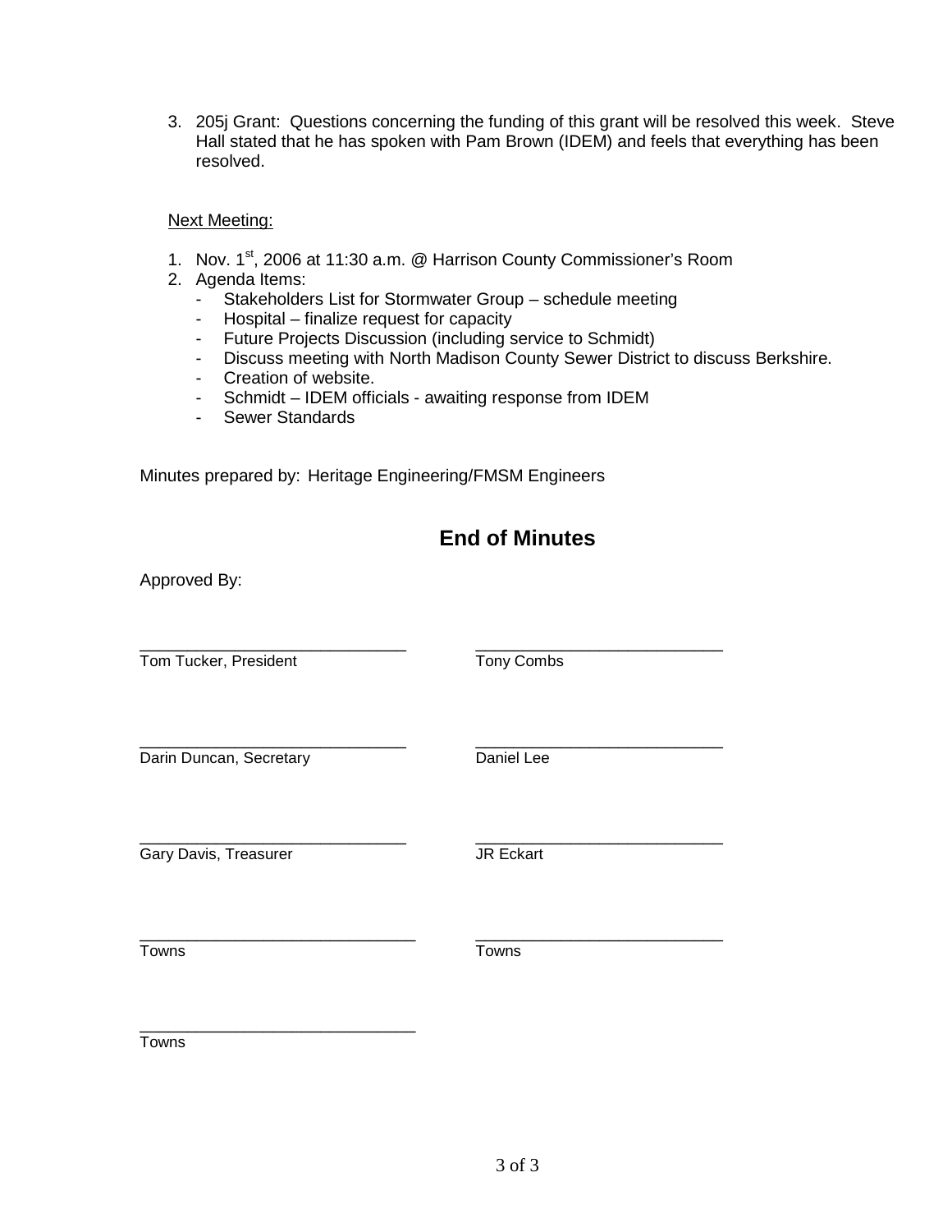3. 205j Grant: Questions concerning the funding of this grant will be resolved this week. Steve Hall stated that he has spoken with Pam Brown (IDEM) and feels that everything has been resolved.

Next Meeting:

1. Nov. 1st, 2006 at 11:30 a.m. @ Harrison County Commissioner's Room
2. Agenda Items:
   - Stakeholders List for Stormwater Group – schedule meeting
   - Hospital – finalize request for capacity
   - Future Projects Discussion (including service to Schmidt)
   - Discuss meeting with North Madison County Sewer District to discuss Berkshire.
   - Creation of website.
   - Schmidt – IDEM officials - awaiting response from IDEM
   - Sewer Standards

Minutes prepared by: Heritage Engineering/FMSM Engineers

## End of Minutes

Approved By:

| | |
|---|---|
| ____________________________ | ____________________________ |
| Tom Tucker, President | Tony Combs |
| ____________________________ | ____________________________ |
| Darin Duncan, Secretary | Daniel Lee |
| ____________________________ | ____________________________ |
| Gary Davis, Treasurer | JR Eckart |
| ____________________________ | ____________________________ |
| Towns | Towns |
| ____________________________ | |
| Towns | |